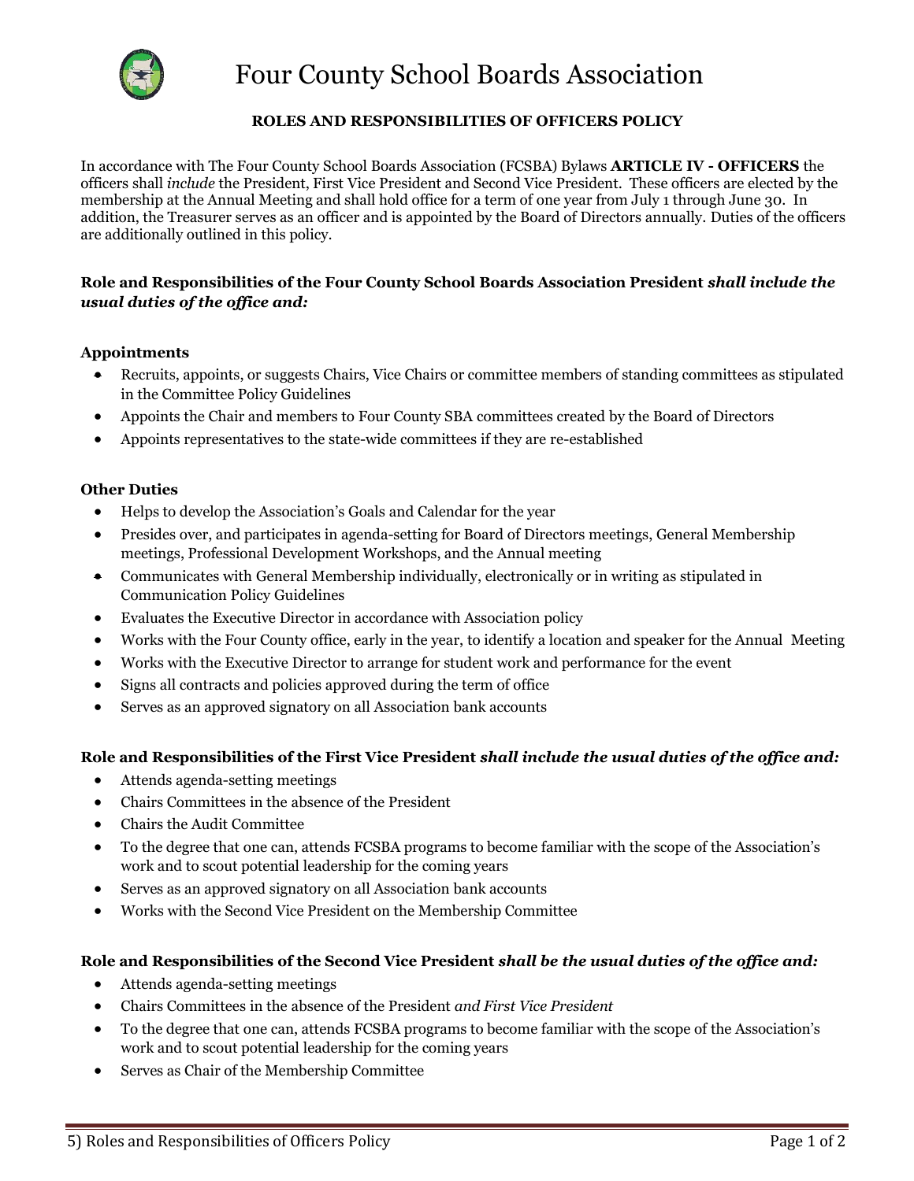# Four County School Boards Association

## ROLES AND RESPONSIBILITIES OF OFFICERS POLICY

In accordance with The Four County School Boards Association (FCSBA) Bylaws **ARTICLE IV - OFFICERS** the officers shall *include* the President, First Vice President and Second Vice President. These officers are elected by the membership at the Annual Meeting and shall hold office for a term of one year from July 1 through June 30. In addition, the Treasurer serves as an officer and is appointed by the Board of Directors annually. Duties of the officers are additionally outlined in this policy.

### Role and Responsibilities of the Four County School Boards Association President *shall include the usual duties of the office and:*

**Appointments**

- Recruits, appoints, or suggests Chairs, Vice Chairs or committee members of standing committees as stipulated in the Committee Policy Guidelines
- Appoints the Chair and members to Four County SBA committees created by the Board of Directors
- Appoints representatives to the state-wide committees if they are re-established

**Other Duties**

- Helps to develop the Association's Goals and Calendar for the year
- Presides over, and participates in agenda-setting for Board of Directors meetings, General Membership meetings, Professional Development Workshops, and the Annual meeting
- Communicates with General Membership individually, electronically or in writing as stipulated in Communication Policy Guidelines
- Evaluates the Executive Director in accordance with Association policy
- Works with the Four County office, early in the year, to identify a location and speaker for the Annual Meeting
- Works with the Executive Director to arrange for student work and performance for the event
- Signs all contracts and policies approved during the term of office
- Serves as an approved signatory on all Association bank accounts

### Role and Responsibilities of the First Vice President *shall include the usual duties of the office and:*

- Attends agenda-setting meetings
- Chairs Committees in the absence of the President
- Chairs the Audit Committee
- To the degree that one can, attends FCSBA programs to become familiar with the scope of the Association's work and to scout potential leadership for the coming years
- Serves as an approved signatory on all Association bank accounts
- Works with the Second Vice President on the Membership Committee

### Role and Responsibilities of the Second Vice President *shall be the usual duties of the office and:*

- Attends agenda-setting meetings
- Chairs Committees in the absence of the President *and First Vice President*
- To the degree that one can, attends FCSBA programs to become familiar with the scope of the Association's work and to scout potential leadership for the coming years
- Serves as Chair of the Membership Committee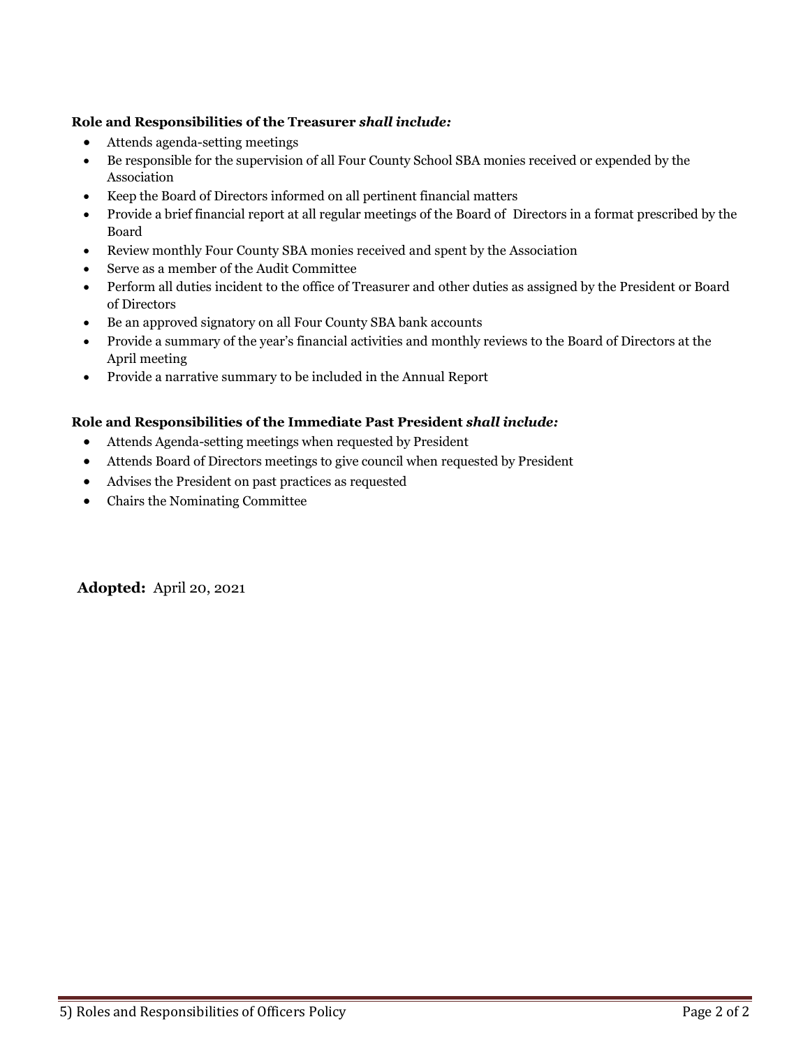**Role and Responsibilities of the Treasurer *shall include:***

- Attends agenda-setting meetings
- Be responsible for the supervision of all Four County School SBA monies received or expended by the Association
- Keep the Board of Directors informed on all pertinent financial matters
- Provide a brief financial report at all regular meetings of the Board of Directors in a format prescribed by the Board
- Review monthly Four County SBA monies received and spent by the Association
- Serve as a member of the Audit Committee
- Perform all duties incident to the office of Treasurer and other duties as assigned by the President or Board of Directors
- Be an approved signatory on all Four County SBA bank accounts
- Provide a summary of the year's financial activities and monthly reviews to the Board of Directors at the April meeting
- Provide a narrative summary to be included in the Annual Report

**Role and Responsibilities of the Immediate Past President *shall include:***

- Attends Agenda-setting meetings when requested by President
- Attends Board of Directors meetings to give council when requested by President
- Advises the President on past practices as requested
- Chairs the Nominating Committee

**Adopted:** April 20, 2021